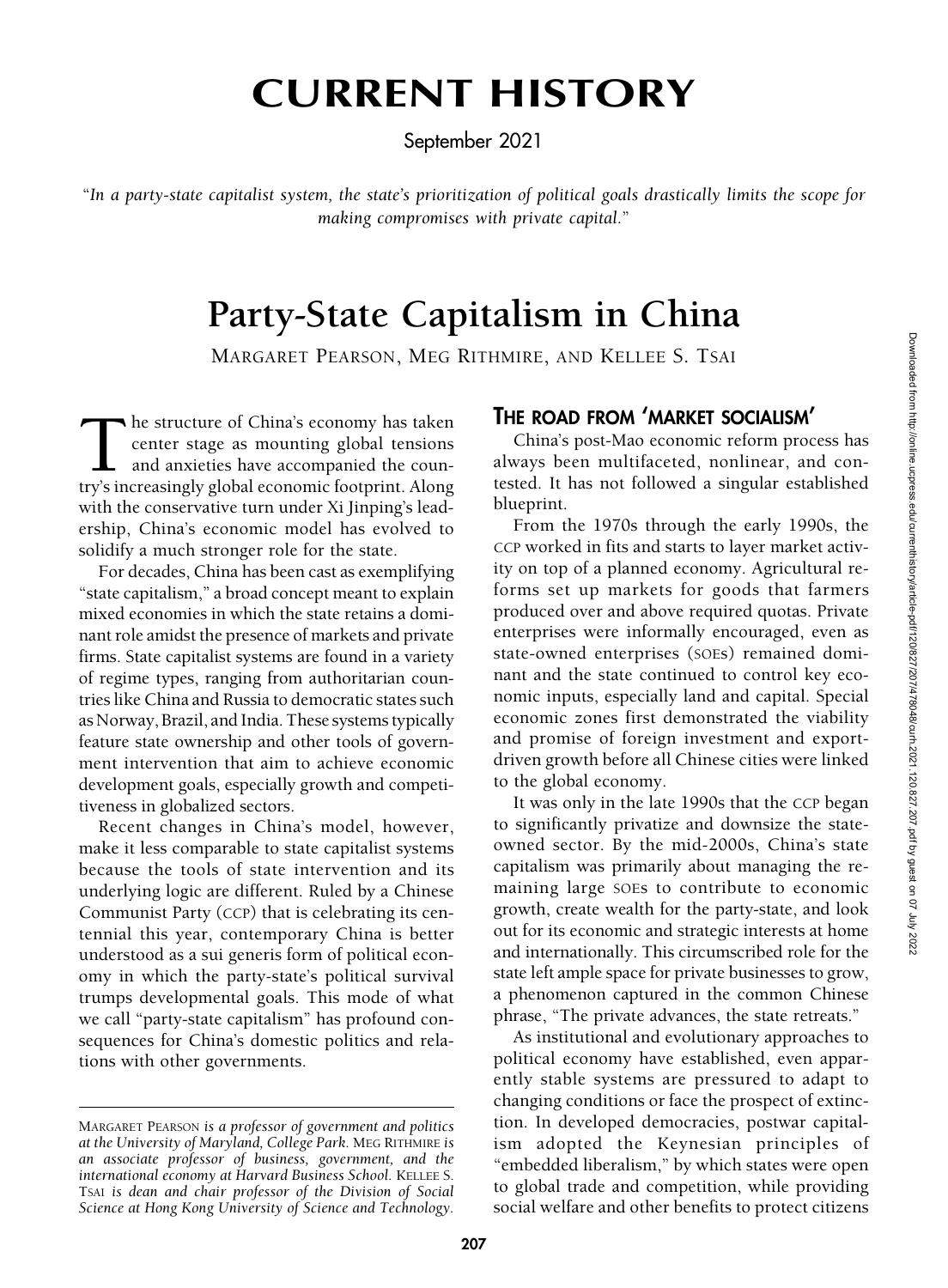*"In a party-state capitalist system, the state's prioritization of political goals drastically limits the scope for making compromises with private capital."*

# Party-State Capitalism in China

MARGARET PEARSON, MEG RITHMIRE, AND KELLEE S. TSAI

The structure of China's economy has taken center stage as mounting global tensions and anxieties have accompanied the country's increasingly global economic footprint. Along with the conservative turn under Xi Jinping's leadership, China's economic model has evolved to solidify a much stronger role for the state.

For decades, China has been cast as exemplifying "state capitalism," a broad concept meant to explain mixed economies in which the state retains a dominant role amidst the presence of markets and private firms. State capitalist systems are found in a variety of regime types, ranging from authoritarian countries like China and Russia to democratic states such as Norway, Brazil, and India. These systems typically feature state ownership and other tools of government intervention that aim to achieve economic development goals, especially growth and competitiveness in globalized sectors.

Recent changes in China's model, however, make it less comparable to state capitalist systems because the tools of state intervention and its underlying logic are different. Ruled by a Chinese Communist Party (CCP) that is celebrating its centennial this year, contemporary China is better understood as a sui generis form of political economy in which the party-state's political survival trumps developmental goals. This mode of what we call "party-state capitalism" has profound consequences for China's domestic politics and relations with other governments.

MARGARET PEARSON *is a professor of government and politics at the University of Maryland, College Park.* MEG RITHMIRE *is an associate professor of business, government, and the international economy at Harvard Business School.* KELLEE S. TSAI *is dean and chair professor of the Division of Social Science at Hong Kong University of Science and Technology.*

## THE ROAD FROM 'MARKET SOCIALISM'

China's post-Mao economic reform process has always been multifaceted, nonlinear, and contested. It has not followed a singular established blueprint.

From the 1970s through the early 1990s, the CCP worked in fits and starts to layer market activity on top of a planned economy. Agricultural reforms set up markets for goods that farmers produced over and above required quotas. Private enterprises were informally encouraged, even as state-owned enterprises (SOEs) remained dominant and the state continued to control key economic inputs, especially land and capital. Special economic zones first demonstrated the viability and promise of foreign investment and export-driven growth before all Chinese cities were linked to the global economy.

It was only in the late 1990s that the CCP began to significantly privatize and downsize the state-owned sector. By the mid-2000s, China's state capitalism was primarily about managing the remaining large SOEs to contribute to economic growth, create wealth for the party-state, and look out for its economic and strategic interests at home and internationally. This circumscribed role for the state left ample space for private businesses to grow, a phenomenon captured in the common Chinese phrase, "The private advances, the state retreats."

As institutional and evolutionary approaches to political economy have established, even apparently stable systems are pressured to adapt to changing conditions or face the prospect of extinction. In developed democracies, postwar capitalism adopted the Keynesian principles of "embedded liberalism," by which states were open to global trade and competition, while providing social welfare and other benefits to protect citizens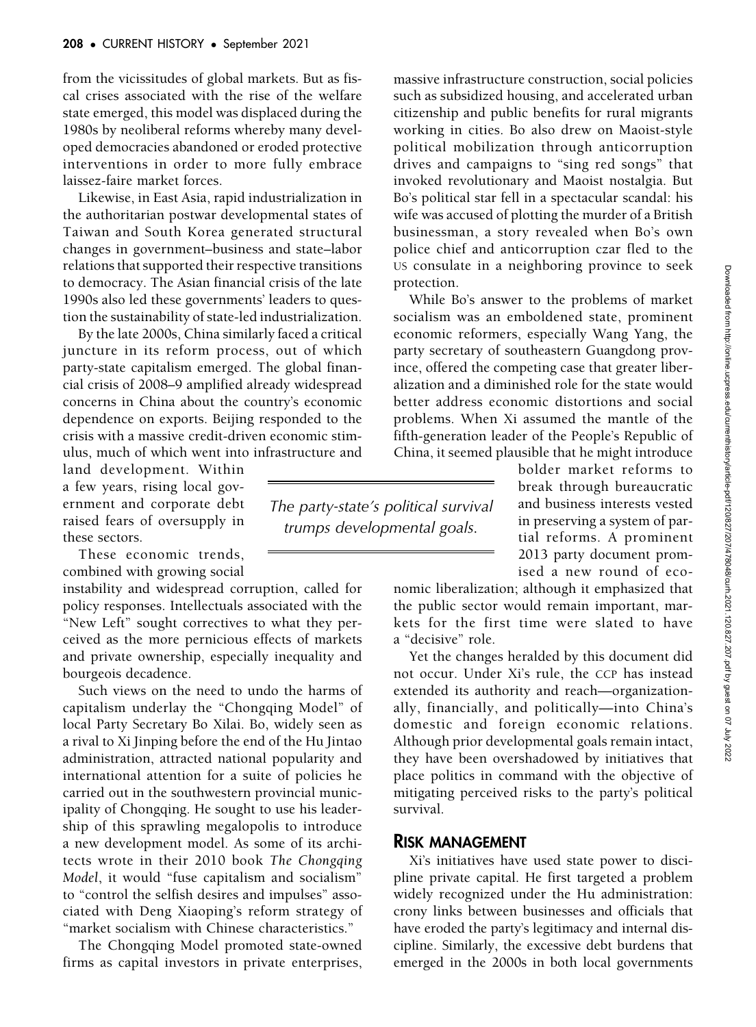from the vicissitudes of global markets. But as fiscal crises associated with the rise of the welfare state emerged, this model was displaced during the 1980s by neoliberal reforms whereby many developed democracies abandoned or eroded protective interventions in order to more fully embrace laissez-faire market forces.

Likewise, in East Asia, rapid industrialization in the authoritarian postwar developmental states of Taiwan and South Korea generated structural changes in government–business and state–labor relations that supported their respective transitions to democracy. The Asian financial crisis of the late 1990s also led these governments' leaders to question the sustainability of state-led industrialization.

By the late 2000s, China similarly faced a critical juncture in its reform process, out of which party-state capitalism emerged. The global financial crisis of 2008–9 amplified already widespread concerns in China about the country's economic dependence on exports. Beijing responded to the crisis with a massive credit-driven economic stimulus, much of which went into infrastructure and land development. Within a few years, rising local government and corporate debt raised fears of oversupply in these sectors.

These economic trends, combined with growing social instability and widespread corruption, called for policy responses. Intellectuals associated with the "New Left" sought correctives to what they perceived as the more pernicious effects of markets and private ownership, especially inequality and bourgeois decadence.

Such views on the need to undo the harms of capitalism underlay the "Chongqing Model" of local Party Secretary Bo Xilai. Bo, widely seen as a rival to Xi Jinping before the end of the Hu Jintao administration, attracted national popularity and international attention for a suite of policies he carried out in the southwestern provincial municipality of Chongqing. He sought to use his leadership of this sprawling megalopolis to introduce a new development model. As some of its architects wrote in their 2010 book *The Chongqing Model*, it would "fuse capitalism and socialism" to "control the selfish desires and impulses" associated with Deng Xiaoping's reform strategy of "market socialism with Chinese characteristics."

The Chongqing Model promoted state-owned firms as capital investors in private enterprises, massive infrastructure construction, social policies such as subsidized housing, and accelerated urban citizenship and public benefits for rural migrants working in cities. Bo also drew on Maoist-style political mobilization through anticorruption drives and campaigns to "sing red songs" that invoked revolutionary and Maoist nostalgia. But Bo's political star fell in a spectacular scandal: his wife was accused of plotting the murder of a British businessman, a story revealed when Bo's own police chief and anticorruption czar fled to the US consulate in a neighboring province to seek protection.

While Bo's answer to the problems of market socialism was an emboldened state, prominent economic reformers, especially Wang Yang, the party secretary of southeastern Guangdong province, offered the competing case that greater liberalization and a diminished role for the state would better address economic distortions and social problems. When Xi assumed the mantle of the fifth-generation leader of the People's Republic of China, it seemed plausible that he might introduce bolder market reforms to break through bureaucratic and business interests vested in preserving a system of partial reforms. A prominent 2013 party document promised a new round of economic liberalization; although it emphasized that the public sector would remain important, markets for the first time were slated to have a "decisive" role.

> *The party-state's political survival trumps developmental goals.*

Yet the changes heralded by this document did not occur. Under Xi's rule, the CCP has instead extended its authority and reach—organizationally, financially, and politically—into China's domestic and foreign economic relations. Although prior developmental goals remain intact, they have been overshadowed by initiatives that place politics in command with the objective of mitigating perceived risks to the party's political survival.

## RISK MANAGEMENT

Xi's initiatives have used state power to discipline private capital. He first targeted a problem widely recognized under the Hu administration: crony links between businesses and officials that have eroded the party's legitimacy and internal discipline. Similarly, the excessive debt burdens that emerged in the 2000s in both local governments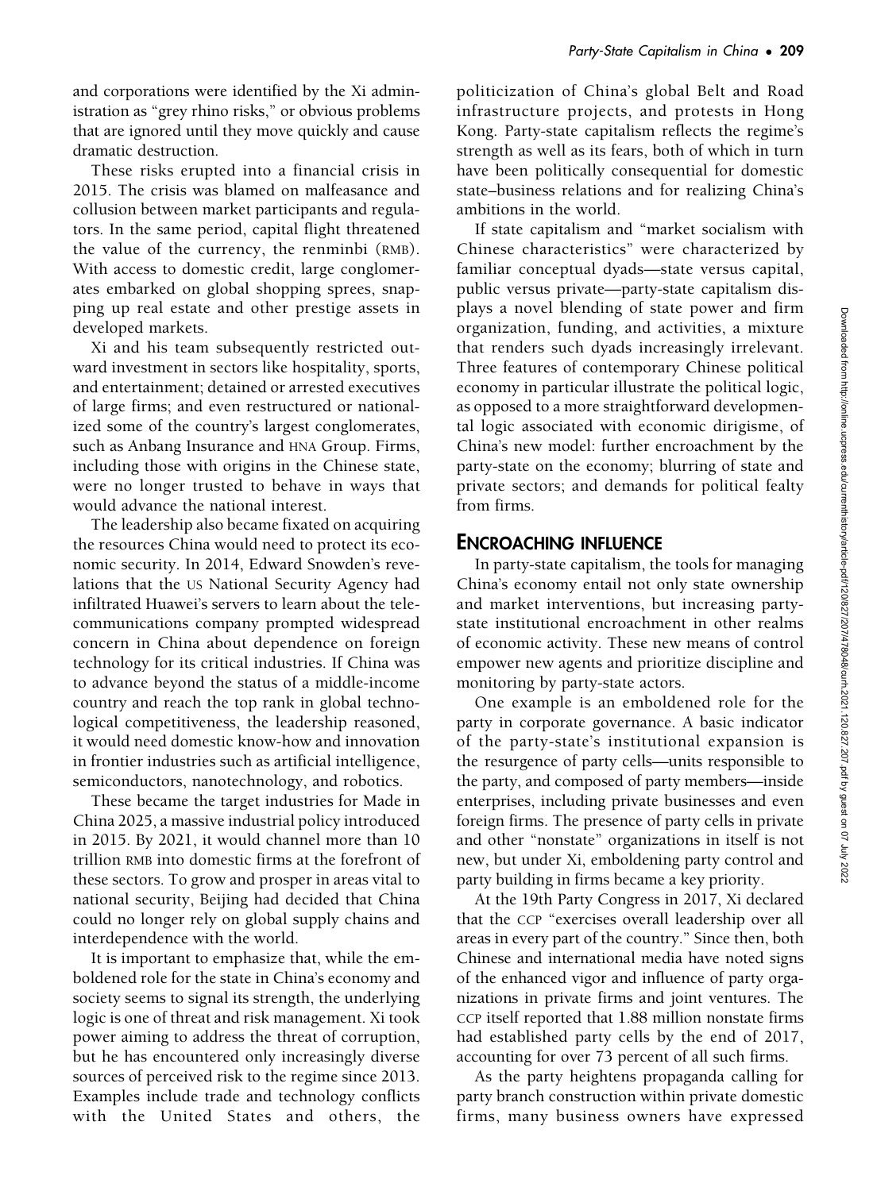and corporations were identified by the Xi administration as "grey rhino risks," or obvious problems that are ignored until they move quickly and cause dramatic destruction.

These risks erupted into a financial crisis in 2015. The crisis was blamed on malfeasance and collusion between market participants and regulators. In the same period, capital flight threatened the value of the currency, the renminbi (RMB). With access to domestic credit, large conglomerates embarked on global shopping sprees, snapping up real estate and other prestige assets in developed markets.

Xi and his team subsequently restricted outward investment in sectors like hospitality, sports, and entertainment; detained or arrested executives of large firms; and even restructured or nationalized some of the country's largest conglomerates, such as Anbang Insurance and HNA Group. Firms, including those with origins in the Chinese state, were no longer trusted to behave in ways that would advance the national interest.

The leadership also became fixated on acquiring the resources China would need to protect its economic security. In 2014, Edward Snowden's revelations that the US National Security Agency had infiltrated Huawei's servers to learn about the telecommunications company prompted widespread concern in China about dependence on foreign technology for its critical industries. If China was to advance beyond the status of a middle-income country and reach the top rank in global technological competitiveness, the leadership reasoned, it would need domestic know-how and innovation in frontier industries such as artificial intelligence, semiconductors, nanotechnology, and robotics.

These became the target industries for Made in China 2025, a massive industrial policy introduced in 2015. By 2021, it would channel more than 10 trillion RMB into domestic firms at the forefront of these sectors. To grow and prosper in areas vital to national security, Beijing had decided that China could no longer rely on global supply chains and interdependence with the world.

It is important to emphasize that, while the emboldened role for the state in China's economy and society seems to signal its strength, the underlying logic is one of threat and risk management. Xi took power aiming to address the threat of corruption, but he has encountered only increasingly diverse sources of perceived risk to the regime since 2013. Examples include trade and technology conflicts with the United States and others, the politicization of China's global Belt and Road infrastructure projects, and protests in Hong Kong. Party-state capitalism reflects the regime's strength as well as its fears, both of which in turn have been politically consequential for domestic state–business relations and for realizing China's ambitions in the world.

If state capitalism and "market socialism with Chinese characteristics" were characterized by familiar conceptual dyads—state versus capital, public versus private—party-state capitalism displays a novel blending of state power and firm organization, funding, and activities, a mixture that renders such dyads increasingly irrelevant. Three features of contemporary Chinese political economy in particular illustrate the political logic, as opposed to a more straightforward developmental logic associated with economic dirigisme, of China's new model: further encroachment by the party-state on the economy; blurring of state and private sectors; and demands for political fealty from firms.

## ENCROACHING INFLUENCE

In party-state capitalism, the tools for managing China's economy entail not only state ownership and market interventions, but increasing party-state institutional encroachment in other realms of economic activity. These new means of control empower new agents and prioritize discipline and monitoring by party-state actors.

One example is an emboldened role for the party in corporate governance. A basic indicator of the party-state's institutional expansion is the resurgence of party cells—units responsible to the party, and composed of party members—inside enterprises, including private businesses and even foreign firms. The presence of party cells in private and other "nonstate" organizations in itself is not new, but under Xi, emboldening party control and party building in firms became a key priority.

At the 19th Party Congress in 2017, Xi declared that the CCP "exercises overall leadership over all areas in every part of the country." Since then, both Chinese and international media have noted signs of the enhanced vigor and influence of party organizations in private firms and joint ventures. The CCP itself reported that 1.88 million nonstate firms had established party cells by the end of 2017, accounting for over 73 percent of all such firms.

As the party heightens propaganda calling for party branch construction within private domestic firms, many business owners have expressed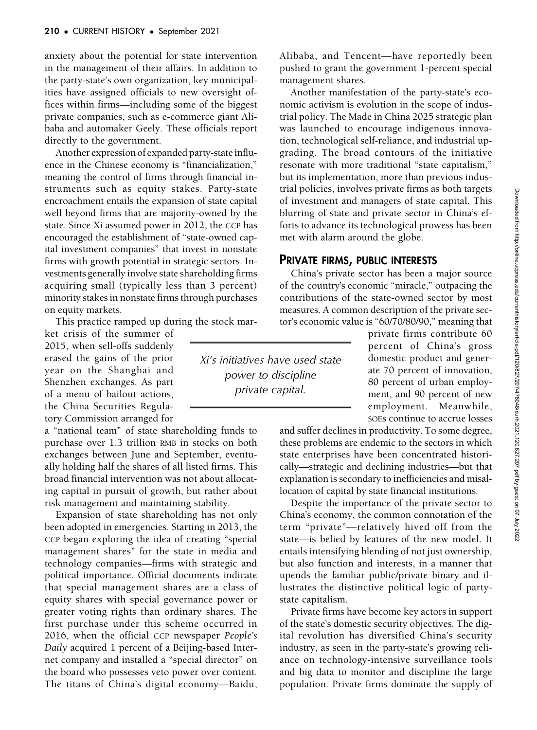anxiety about the potential for state intervention in the management of their affairs. In addition to the party-state's own organization, key municipalities have assigned officials to new oversight offices within firms—including some of the biggest private companies, such as e-commerce giant Alibaba and automaker Geely. These officials report directly to the government.

Another expression of expanded party-state influence in the Chinese economy is "financialization," meaning the control of firms through financial instruments such as equity stakes. Party-state encroachment entails the expansion of state capital well beyond firms that are majority-owned by the state. Since Xi assumed power in 2012, the CCP has encouraged the establishment of "state-owned capital investment companies" that invest in nonstate firms with growth potential in strategic sectors. Investments generally involve state shareholding firms acquiring small (typically less than 3 percent) minority stakes in nonstate firms through purchases on equity markets.

This practice ramped up during the stock market crisis of the summer of 2015, when sell-offs suddenly erased the gains of the prior year on the Shanghai and Shenzhen exchanges. As part of a menu of bailout actions, the China Securities Regulatory Commission arranged for a "national team" of state shareholding funds to purchase over 1.3 trillion RMB in stocks on both exchanges between June and September, eventually holding half the shares of all listed firms. This broad financial intervention was not about allocating capital in pursuit of growth, but rather about risk management and maintaining stability.

> *Xi's initiatives have used state power to discipline private capital.*

Expansion of state shareholding has not only been adopted in emergencies. Starting in 2013, the CCP began exploring the idea of creating "special management shares" for the state in media and technology companies—firms with strategic and political importance. Official documents indicate that special management shares are a class of equity shares with special governance power or greater voting rights than ordinary shares. The first purchase under this scheme occurred in 2016, when the official CCP newspaper *People's Daily* acquired 1 percent of a Beijing-based Internet company and installed a "special director" on the board who possesses veto power over content. The titans of China's digital economy—Baidu, Alibaba, and Tencent—have reportedly been pushed to grant the government 1-percent special management shares.

Another manifestation of the party-state's economic activism is evolution in the scope of industrial policy. The Made in China 2025 strategic plan was launched to encourage indigenous innovation, technological self-reliance, and industrial upgrading. The broad contours of the initiative resonate with more traditional "state capitalism," but its implementation, more than previous industrial policies, involves private firms as both targets of investment and managers of state capital. This blurring of state and private sector in China's efforts to advance its technological prowess has been met with alarm around the globe.

## PRIVATE FIRMS, PUBLIC INTERESTS

China's private sector has been a major source of the country's economic "miracle," outpacing the contributions of the state-owned sector by most measures. A common description of the private sector's economic value is "60/70/80/90," meaning that private firms contribute 60 percent of China's gross domestic product and generate 70 percent of innovation, 80 percent of urban employment, and 90 percent of new employment. Meanwhile, SOEs continue to accrue losses and suffer declines in productivity. To some degree, these problems are endemic to the sectors in which state enterprises have been concentrated historically—strategic and declining industries—but that explanation is secondary to inefficiencies and misallocation of capital by state financial institutions.

Despite the importance of the private sector to China's economy, the common connotation of the term "private"—relatively hived off from the state—is belied by features of the new model. It entails intensifying blending of not just ownership, but also function and interests, in a manner that upends the familiar public/private binary and illustrates the distinctive political logic of party-state capitalism.

Private firms have become key actors in support of the state's domestic security objectives. The digital revolution has diversified China's security industry, as seen in the party-state's growing reliance on technology-intensive surveillance tools and big data to monitor and discipline the large population. Private firms dominate the supply of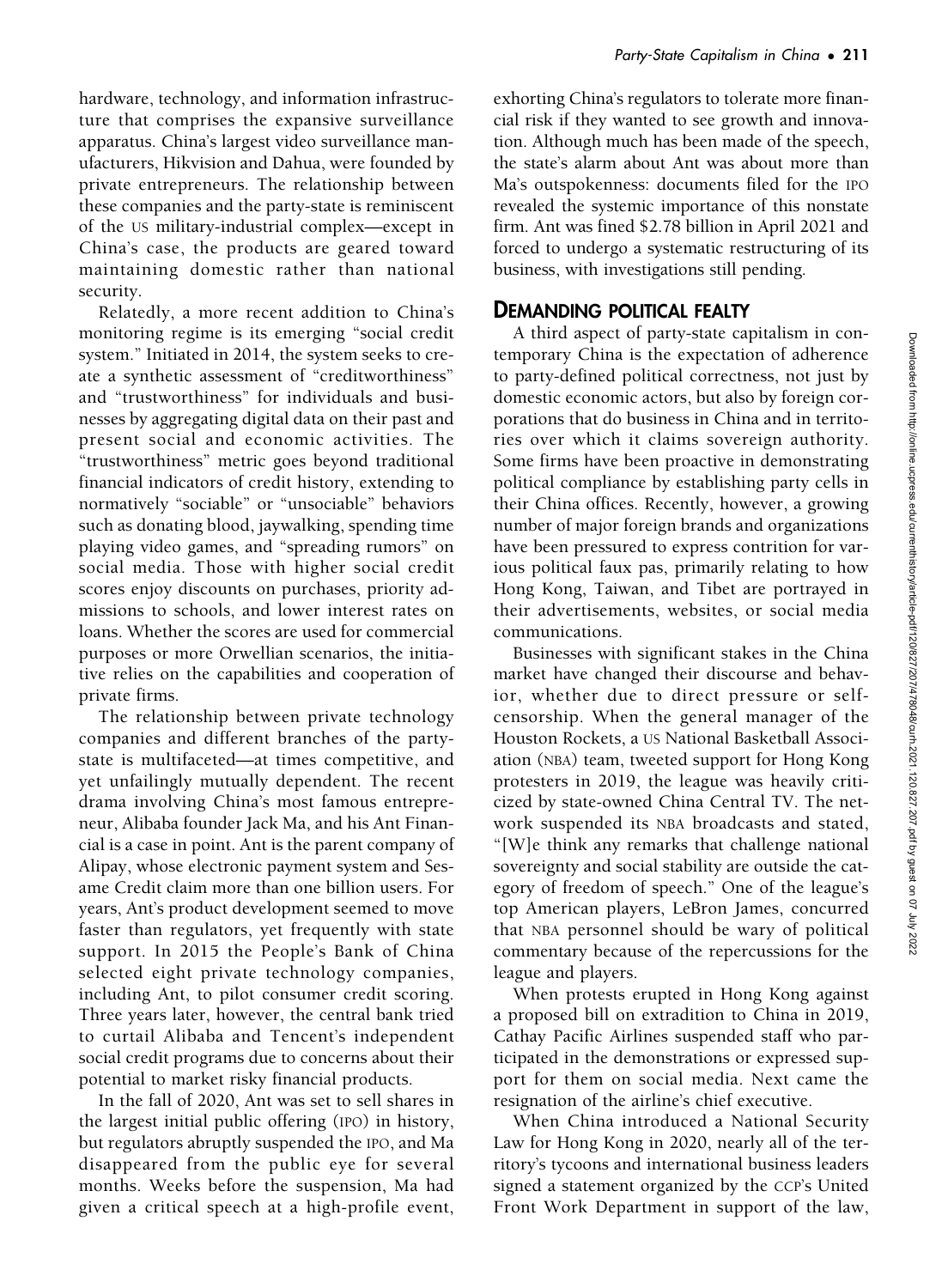hardware, technology, and information infrastructure that comprises the expansive surveillance apparatus. China's largest video surveillance manufacturers, Hikvision and Dahua, were founded by private entrepreneurs. The relationship between these companies and the party-state is reminiscent of the US military-industrial complex—except in China's case, the products are geared toward maintaining domestic rather than national security.

Relatedly, a more recent addition to China's monitoring regime is its emerging "social credit system." Initiated in 2014, the system seeks to create a synthetic assessment of "creditworthiness" and "trustworthiness" for individuals and businesses by aggregating digital data on their past and present social and economic activities. The "trustworthiness" metric goes beyond traditional financial indicators of credit history, extending to normatively "sociable" or "unsociable" behaviors such as donating blood, jaywalking, spending time playing video games, and "spreading rumors" on social media. Those with higher social credit scores enjoy discounts on purchases, priority admissions to schools, and lower interest rates on loans. Whether the scores are used for commercial purposes or more Orwellian scenarios, the initiative relies on the capabilities and cooperation of private firms.

The relationship between private technology companies and different branches of the party-state is multifaceted—at times competitive, and yet unfailingly mutually dependent. The recent drama involving China's most famous entrepreneur, Alibaba founder Jack Ma, and his Ant Financial is a case in point. Ant is the parent company of Alipay, whose electronic payment system and Sesame Credit claim more than one billion users. For years, Ant's product development seemed to move faster than regulators, yet frequently with state support. In 2015 the People's Bank of China selected eight private technology companies, including Ant, to pilot consumer credit scoring. Three years later, however, the central bank tried to curtail Alibaba and Tencent's independent social credit programs due to concerns about their potential to market risky financial products.

In the fall of 2020, Ant was set to sell shares in the largest initial public offering (IPO) in history, but regulators abruptly suspended the IPO, and Ma disappeared from the public eye for several months. Weeks before the suspension, Ma had given a critical speech at a high-profile event, exhorting China's regulators to tolerate more financial risk if they wanted to see growth and innovation. Although much has been made of the speech, the state's alarm about Ant was about more than Ma's outspokenness: documents filed for the IPO revealed the systemic importance of this nonstate firm. Ant was fined $2.78 billion in April 2021 and forced to undergo a systematic restructuring of its business, with investigations still pending.

## DEMANDING POLITICAL FEALTY

A third aspect of party-state capitalism in contemporary China is the expectation of adherence to party-defined political correctness, not just by domestic economic actors, but also by foreign corporations that do business in China and in territories over which it claims sovereign authority. Some firms have been proactive in demonstrating political compliance by establishing party cells in their China offices. Recently, however, a growing number of major foreign brands and organizations have been pressured to express contrition for various political faux pas, primarily relating to how Hong Kong, Taiwan, and Tibet are portrayed in their advertisements, websites, or social media communications.

Businesses with significant stakes in the China market have changed their discourse and behavior, whether due to direct pressure or self-censorship. When the general manager of the Houston Rockets, a US National Basketball Association (NBA) team, tweeted support for Hong Kong protesters in 2019, the league was heavily criticized by state-owned China Central TV. The network suspended its NBA broadcasts and stated, "[W]e think any remarks that challenge national sovereignty and social stability are outside the category of freedom of speech." One of the league's top American players, LeBron James, concurred that NBA personnel should be wary of political commentary because of the repercussions for the league and players.

When protests erupted in Hong Kong against a proposed bill on extradition to China in 2019, Cathay Pacific Airlines suspended staff who participated in the demonstrations or expressed support for them on social media. Next came the resignation of the airline's chief executive.

When China introduced a National Security Law for Hong Kong in 2020, nearly all of the territory's tycoons and international business leaders signed a statement organized by the CCP's United Front Work Department in support of the law,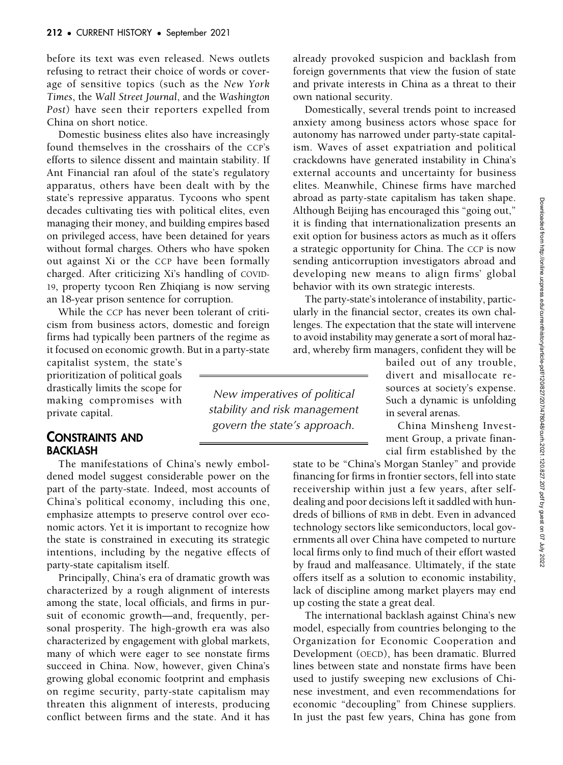before its text was even released. News outlets refusing to retract their choice of words or coverage of sensitive topics (such as the *New York Times*, the *Wall Street Journal*, and the *Washington Post*) have seen their reporters expelled from China on short notice.

Domestic business elites also have increasingly found themselves in the crosshairs of the CCP's efforts to silence dissent and maintain stability. If Ant Financial ran afoul of the state's regulatory apparatus, others have been dealt with by the state's repressive apparatus. Tycoons who spent decades cultivating ties with political elites, even managing their money, and building empires based on privileged access, have been detained for years without formal charges. Others who have spoken out against Xi or the CCP have been formally charged. After criticizing Xi's handling of COVID-19, property tycoon Ren Zhiqiang is now serving an 18-year prison sentence for corruption.

While the CCP has never been tolerant of criticism from business actors, domestic and foreign firms had typically been partners of the regime as it focused on economic growth. But in a party-state capitalist system, the state's prioritization of political goals drastically limits the scope for making compromises with private capital.

> *New imperatives of political stability and risk management govern the state's approach.*

## CONSTRAINTS AND BACKLASH

The manifestations of China's newly emboldened model suggest considerable power on the part of the party-state. Indeed, most accounts of China's political economy, including this one, emphasize attempts to preserve control over economic actors. Yet it is important to recognize how the state is constrained in executing its strategic intentions, including by the negative effects of party-state capitalism itself.

Principally, China's era of dramatic growth was characterized by a rough alignment of interests among the state, local officials, and firms in pursuit of economic growth—and, frequently, personal prosperity. The high-growth era was also characterized by engagement with global markets, many of which were eager to see nonstate firms succeed in China. Now, however, given China's growing global economic footprint and emphasis on regime security, party-state capitalism may threaten this alignment of interests, producing conflict between firms and the state. And it has already provoked suspicion and backlash from foreign governments that view the fusion of state and private interests in China as a threat to their own national security.

Domestically, several trends point to increased anxiety among business actors whose space for autonomy has narrowed under party-state capitalism. Waves of asset expatriation and political crackdowns have generated instability in China's external accounts and uncertainty for business elites. Meanwhile, Chinese firms have marched abroad as party-state capitalism has taken shape. Although Beijing has encouraged this "going out," it is finding that internationalization presents an exit option for business actors as much as it offers a strategic opportunity for China. The CCP is now sending anticorruption investigators abroad and developing new means to align firms' global behavior with its own strategic interests.

The party-state's intolerance of instability, particularly in the financial sector, creates its own challenges. The expectation that the state will intervene to avoid instability may generate a sort of moral hazard, whereby firm managers, confident they will be bailed out of any trouble, divert and misallocate resources at society's expense. Such a dynamic is unfolding in several arenas.

China Minsheng Investment Group, a private financial firm established by the state to be "China's Morgan Stanley" and provide financing for firms in frontier sectors, fell into state receivership within just a few years, after self-dealing and poor decisions left it saddled with hundreds of billions of RMB in debt. Even in advanced technology sectors like semiconductors, local governments all over China have competed to nurture local firms only to find much of their effort wasted by fraud and malfeasance. Ultimately, if the state offers itself as a solution to economic instability, lack of discipline among market players may end up costing the state a great deal.

The international backlash against China's new model, especially from countries belonging to the Organization for Economic Cooperation and Development (OECD), has been dramatic. Blurred lines between state and nonstate firms have been used to justify sweeping new exclusions of Chinese investment, and even recommendations for economic "decoupling" from Chinese suppliers. In just the past few years, China has gone from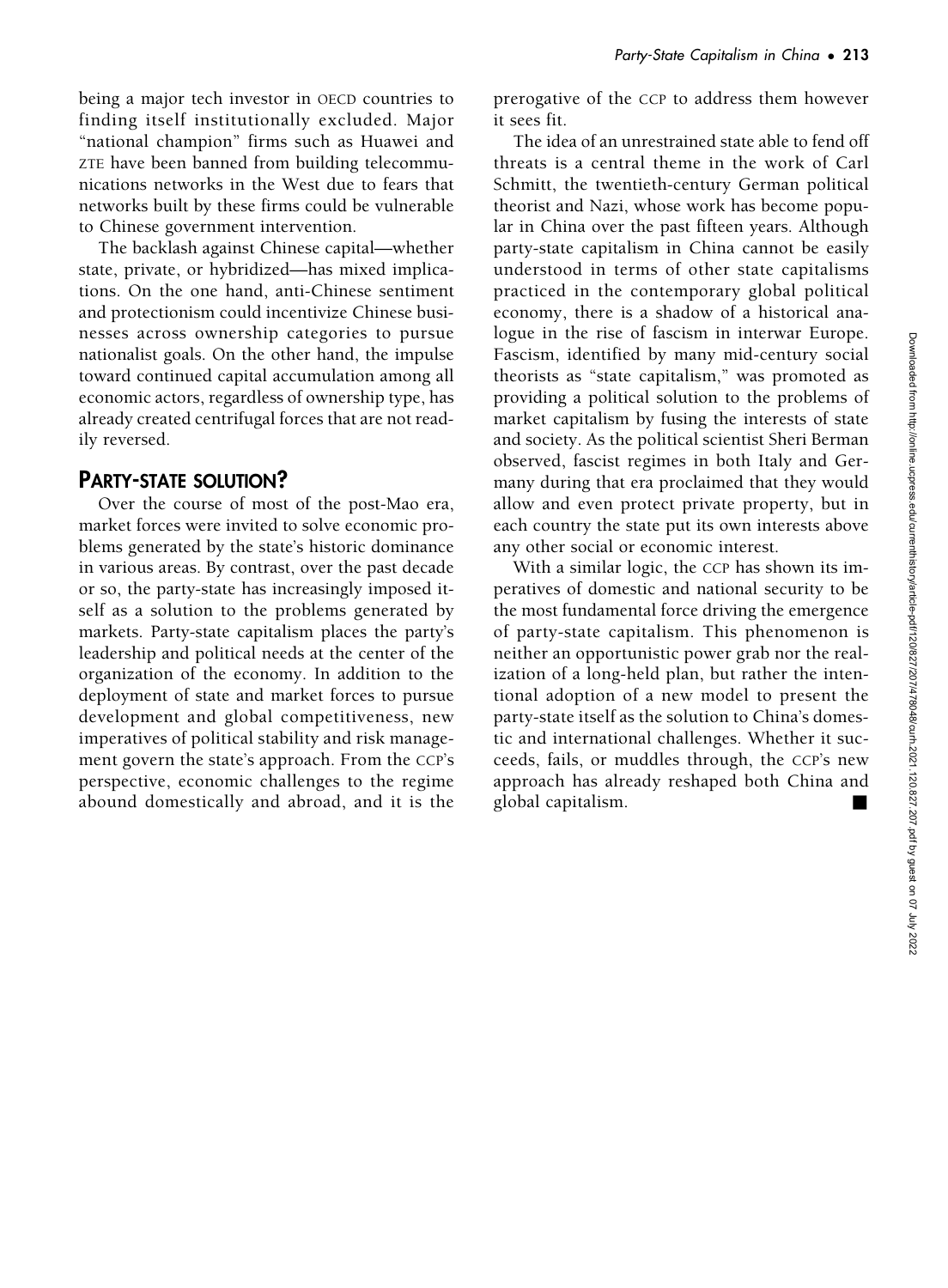being a major tech investor in OECD countries to finding itself institutionally excluded. Major "national champion" firms such as Huawei and ZTE have been banned from building telecommunications networks in the West due to fears that networks built by these firms could be vulnerable to Chinese government intervention.

The backlash against Chinese capital—whether state, private, or hybridized—has mixed implications. On the one hand, anti-Chinese sentiment and protectionism could incentivize Chinese businesses across ownership categories to pursue nationalist goals. On the other hand, the impulse toward continued capital accumulation among all economic actors, regardless of ownership type, has already created centrifugal forces that are not readily reversed.

## PARTY-STATE SOLUTION?

Over the course of most of the post-Mao era, market forces were invited to solve economic problems generated by the state's historic dominance in various areas. By contrast, over the past decade or so, the party-state has increasingly imposed itself as a solution to the problems generated by markets. Party-state capitalism places the party's leadership and political needs at the center of the organization of the economy. In addition to the deployment of state and market forces to pursue development and global competitiveness, new imperatives of political stability and risk management govern the state's approach. From the CCP's perspective, economic challenges to the regime abound domestically and abroad, and it is the prerogative of the CCP to address them however it sees fit.

The idea of an unrestrained state able to fend off threats is a central theme in the work of Carl Schmitt, the twentieth-century German political theorist and Nazi, whose work has become popular in China over the past fifteen years. Although party-state capitalism in China cannot be easily understood in terms of other state capitalisms practiced in the contemporary global political economy, there is a shadow of a historical analogue in the rise of fascism in interwar Europe. Fascism, identified by many mid-century social theorists as "state capitalism," was promoted as providing a political solution to the problems of market capitalism by fusing the interests of state and society. As the political scientist Sheri Berman observed, fascist regimes in both Italy and Germany during that era proclaimed that they would allow and even protect private property, but in each country the state put its own interests above any other social or economic interest.

With a similar logic, the CCP has shown its imperatives of domestic and national security to be the most fundamental force driving the emergence of party-state capitalism. This phenomenon is neither an opportunistic power grab nor the realization of a long-held plan, but rather the intentional adoption of a new model to present the party-state itself as the solution to China's domestic and international challenges. Whether it succeeds, fails, or muddles through, the CCP's new approach has already reshaped both China and global capitalism. ■